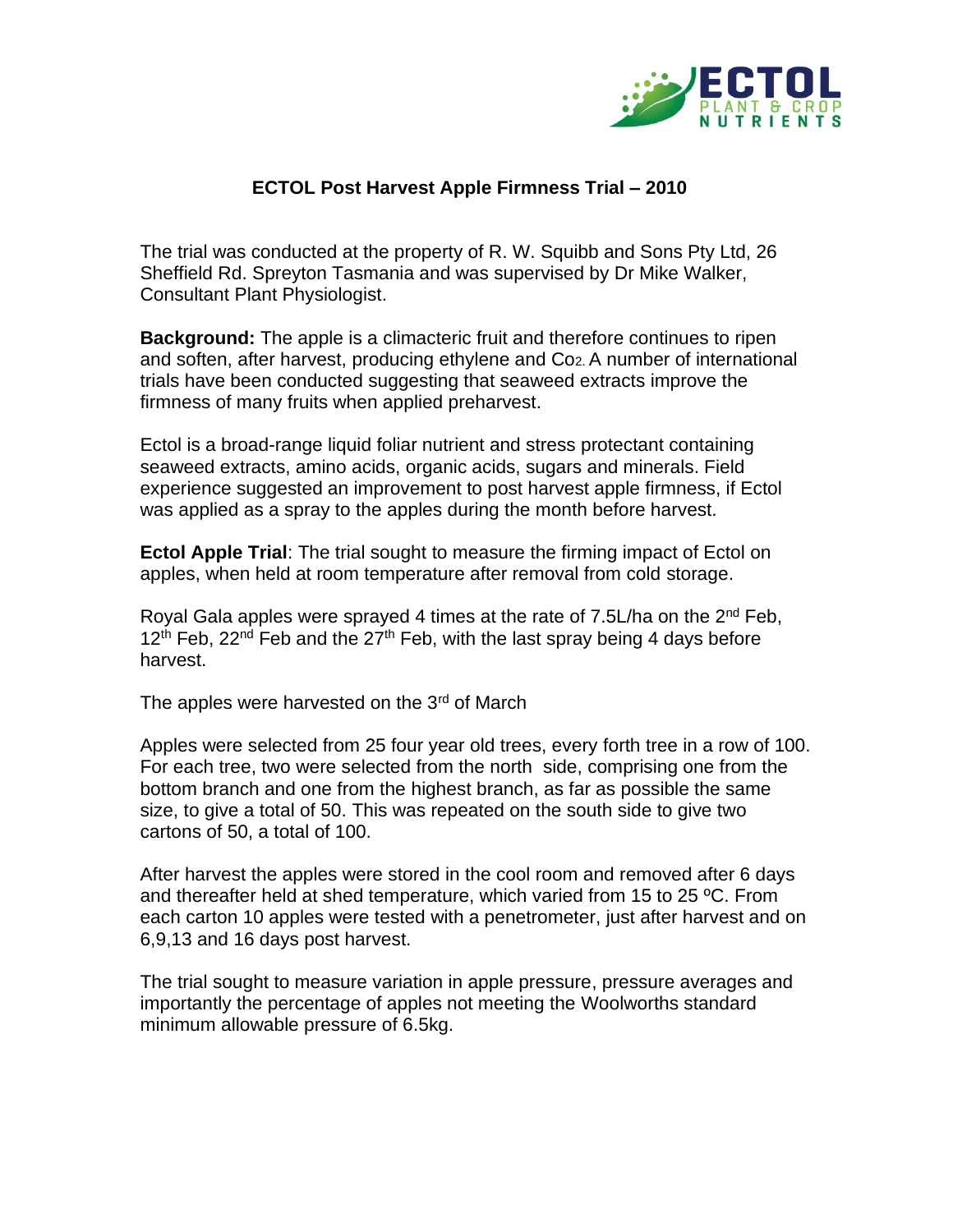## ECTOL Post Harvest Apple Firmness Trial – 2010

The trial was conducted at the property of R. W. Squibb and Sons Pty Ltd, 26 Sheffield Rd. Spreyton Tasmania and was supervised by Dr Mike Walker, Consultant Plant Physiologist.

**Background:** The apple is a climacteric fruit and therefore continues to ripen and soften, after harvest, producing ethylene and $Co_2$. A number of international trials have been conducted suggesting that seaweed extracts improve the firmness of many fruits when applied preharvest.

Ectol is a broad-range liquid foliar nutrient and stress protectant containing seaweed extracts, amino acids, organic acids, sugars and minerals. Field experience suggested an improvement to post harvest apple firmness, if Ectol was applied as a spray to the apples during the month before harvest.

**Ectol Apple Trial**: The trial sought to measure the firming impact of Ectol on apples, when held at room temperature after removal from cold storage.

Royal Gala apples were sprayed 4 times at the rate of 7.5L/ha on the 2nd Feb, 12th Feb, 22nd Feb and the 27th Feb, with the last spray being 4 days before harvest.

The apples were harvested on the 3rd of March

Apples were selected from 25 four year old trees, every forth tree in a row of 100. For each tree, two were selected from the north side, comprising one from the bottom branch and one from the highest branch, as far as possible the same size, to give a total of 50. This was repeated on the south side to give two cartons of 50, a total of 100.

After harvest the apples were stored in the cool room and removed after 6 days and thereafter held at shed temperature, which varied from 15 to 25 ºC. From each carton 10 apples were tested with a penetrometer, just after harvest and on 6,9,13 and 16 days post harvest.

The trial sought to measure variation in apple pressure, pressure averages and importantly the percentage of apples not meeting the Woolworths standard minimum allowable pressure of 6.5kg.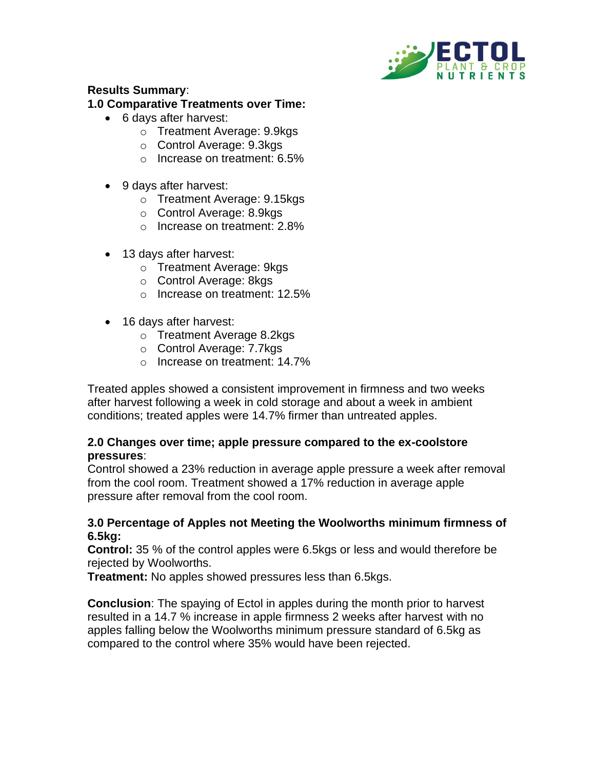**Results Summary**:

**1.0 Comparative Treatments over Time:**

- 6 days after harvest:
  - Treatment Average: 9.9kgs
  - Control Average: 9.3kgs
  - Increase on treatment: 6.5%

- 9 days after harvest:
  - Treatment Average: 9.15kgs
  - Control Average: 8.9kgs
  - Increase on treatment: 2.8%

- 13 days after harvest:
  - Treatment Average: 9kgs
  - Control Average: 8kgs
  - Increase on treatment: 12.5%

- 16 days after harvest:
  - Treatment Average 8.2kgs
  - Control Average: 7.7kgs
  - Increase on treatment: 14.7%

Treated apples showed a consistent improvement in firmness and two weeks after harvest following a week in cold storage and about a week in ambient conditions; treated apples were 14.7% firmer than untreated apples.

**2.0 Changes over time; apple pressure compared to the ex-coolstore pressures**:

Control showed a 23% reduction in average apple pressure a week after removal from the cool room. Treatment showed a 17% reduction in average apple pressure after removal from the cool room.

**3.0 Percentage of Apples not Meeting the Woolworths minimum firmness of 6.5kg:**

**Control:** 35 % of the control apples were 6.5kgs or less and would therefore be rejected by Woolworths.

**Treatment:** No apples showed pressures less than 6.5kgs.

**Conclusion**: The spaying of Ectol in apples during the month prior to harvest resulted in a 14.7 % increase in apple firmness 2 weeks after harvest with no apples falling below the Woolworths minimum pressure standard of 6.5kg as compared to the control where 35% would have been rejected.